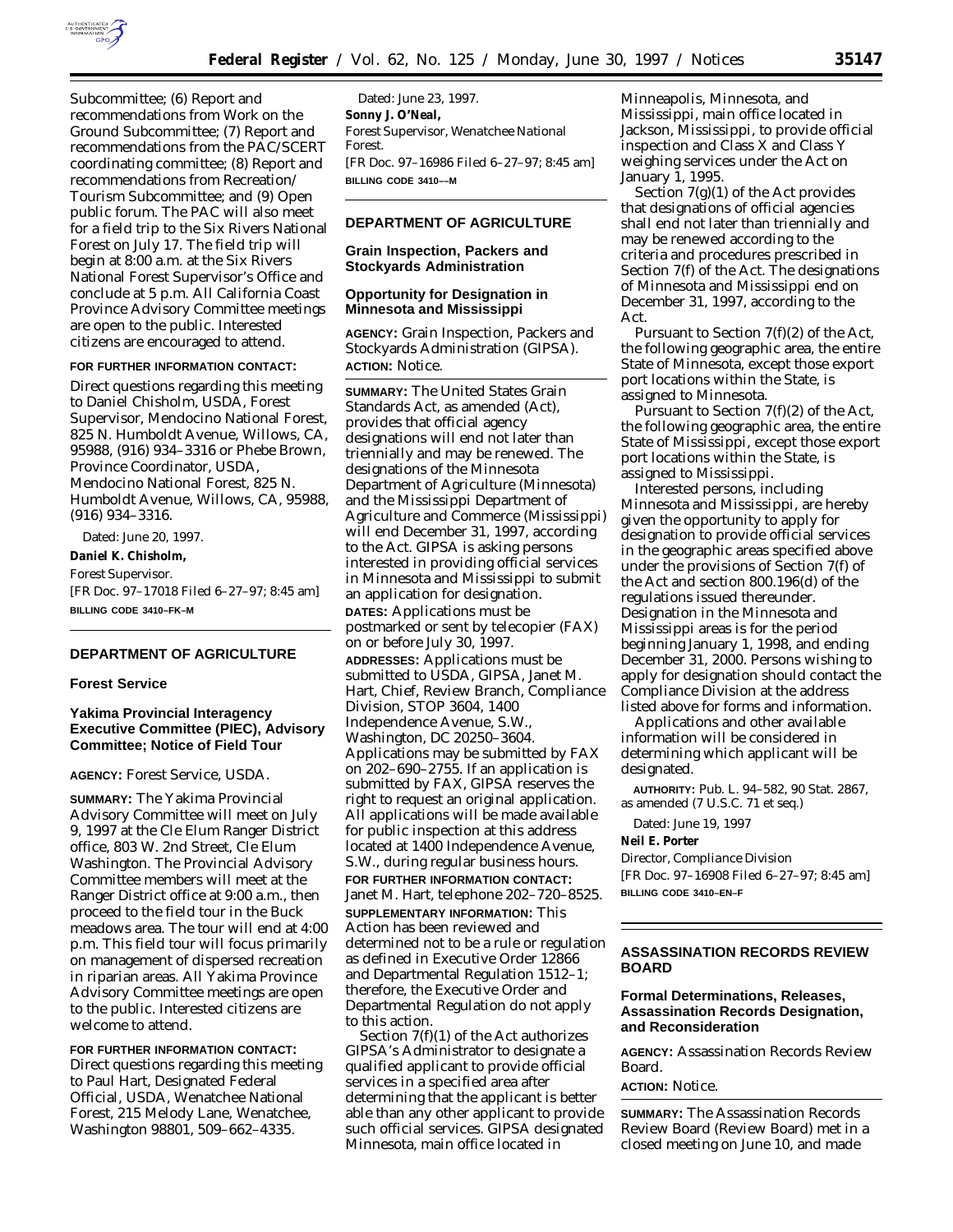Subcommittee; (6) Report and recommendations from Work on the Ground Subcommittee; (7) Report and recommendations from the PAC/SCERT coordinating committee; (8) Report and recommendations from Recreation/Tourism Subcommittee; and (9) Open public forum. The PAC will also meet for a field trip to the Six Rivers National Forest on July 17. The field trip will begin at 8:00 a.m. at the Six Rivers National Forest Supervisor's Office and conclude at 5 p.m. All California Coast Province Advisory Committee meetings are open to the public. Interested citizens are encouraged to attend.

**FOR FURTHER INFORMATION CONTACT:** Direct questions regarding this meeting to Daniel Chisholm, USDA, Forest Supervisor, Mendocino National Forest, 825 N. Humboldt Avenue, Willows, CA, 95988, (916) 934–3316 or Phebe Brown, Province Coordinator, USDA, Mendocino National Forest, 825 N. Humboldt Avenue, Willows, CA, 95988, (916) 934–3316.

Dated: June 20, 1997.

**Daniel K. Chisholm,**

*Forest Supervisor.*

[FR Doc. 97–17018 Filed 6–27–97; 8:45 am]

**BILLING CODE 3410–FK–M**

## DEPARTMENT OF AGRICULTURE

### Forest Service

### Yakima Provincial Interagency Executive Committee (PIEC), Advisory Committee; Notice of Field Tour

**AGENCY:** Forest Service, USDA.

**SUMMARY:** The Yakima Provincial Advisory Committee will meet on July 9, 1997 at the Cle Elum Ranger District office, 803 W. 2nd Street, Cle Elum Washington. The Provincial Advisory Committee members will meet at the Ranger District office at 9:00 a.m., then proceed to the field tour in the Buck meadows area. The tour will end at 4:00 p.m. This field tour will focus primarily on management of dispersed recreation in riparian areas. All Yakima Province Advisory Committee meetings are open to the public. Interested citizens are welcome to attend.

**FOR FURTHER INFORMATION CONTACT:** Direct questions regarding this meeting to Paul Hart, Designated Federal Official, USDA, Wenatchee National Forest, 215 Melody Lane, Wenatchee, Washington 98801, 509–662–4335.

Dated: June 23, 1997.

**Sonny J. O'Neal,**

*Forest Supervisor, Wenatchee National Forest.*

[FR Doc. 97–16986 Filed 6–27–97; 8:45 am]

**BILLING CODE 3410––M**

## DEPARTMENT OF AGRICULTURE

### Grain Inspection, Packers and Stockyards Administration

### Opportunity for Designation in Minnesota and Mississippi

**AGENCY:** Grain Inspection, Packers and Stockyards Administration (GIPSA).

**ACTION:** Notice.

**SUMMARY:** The United States Grain Standards Act, as amended (Act), provides that official agency designations will end not later than triennially and may be renewed. The designations of the Minnesota Department of Agriculture (Minnesota) and the Mississippi Department of Agriculture and Commerce (Mississippi) will end December 31, 1997, according to the Act. GIPSA is asking persons interested in providing official services in Minnesota and Mississippi to submit an application for designation.

**DATES:** Applications must be postmarked or sent by telecopier (FAX) on or before July 30, 1997.

**ADDRESSES:** Applications must be submitted to USDA, GIPSA, Janet M. Hart, Chief, Review Branch, Compliance Division, STOP 3604, 1400 Independence Avenue, S.W., Washington, DC 20250–3604. Applications may be submitted by FAX on 202–690–2755. If an application is submitted by FAX, GIPSA reserves the right to request an original application. All applications will be made available for public inspection at this address located at 1400 Independence Avenue, S.W., during regular business hours.

**FOR FURTHER INFORMATION CONTACT:** Janet M. Hart, telephone 202–720–8525.

**SUPPLEMENTARY INFORMATION:** This Action has been reviewed and determined not to be a rule or regulation as defined in Executive Order 12866 and Departmental Regulation 1512–1; therefore, the Executive Order and Departmental Regulation do not apply to this action.

Section 7(f)(1) of the Act authorizes GIPSA's Administrator to designate a qualified applicant to provide official services in a specified area after determining that the applicant is better able than any other applicant to provide such official services. GIPSA designated Minnesota, main office located in Minneapolis, Minnesota, and Mississippi, main office located in Jackson, Mississippi, to provide official inspection and Class X and Class Y weighing services under the Act on January 1, 1995.

Section 7(g)(1) of the Act provides that designations of official agencies shall end not later than triennially and may be renewed according to the criteria and procedures prescribed in Section 7(f) of the Act. The designations of Minnesota and Mississippi end on December 31, 1997, according to the Act.

Pursuant to Section 7(f)(2) of the Act, the following geographic area, the entire State of Minnesota, except those export port locations within the State, is assigned to Minnesota.

Pursuant to Section 7(f)(2) of the Act, the following geographic area, the entire State of Mississippi, except those export port locations within the State, is assigned to Mississippi.

Interested persons, including Minnesota and Mississippi, are hereby given the opportunity to apply for designation to provide official services in the geographic areas specified above under the provisions of Section 7(f) of the Act and section 800.196(d) of the regulations issued thereunder. Designation in the Minnesota and Mississippi areas is for the period beginning January 1, 1998, and ending December 31, 2000. Persons wishing to apply for designation should contact the Compliance Division at the address listed above for forms and information.

Applications and other available information will be considered in determining which applicant will be designated.

**AUTHORITY:** Pub. L. 94–582, 90 Stat. 2867, as amended (7 U.S.C. 71 et seq.)

Dated: June 19, 1997

**Neil E. Porter**

*Director, Compliance Division*

[FR Doc. 97–16908 Filed 6–27–97; 8:45 am]

**BILLING CODE 3410–EN–F**

## ASSASSINATION RECORDS REVIEW BOARD

### Formal Determinations, Releases, Assassination Records Designation, and Reconsideration

**AGENCY:** Assassination Records Review Board.

**ACTION:** Notice.

**SUMMARY:** The Assassination Records Review Board (Review Board) met in a closed meeting on June 10, and made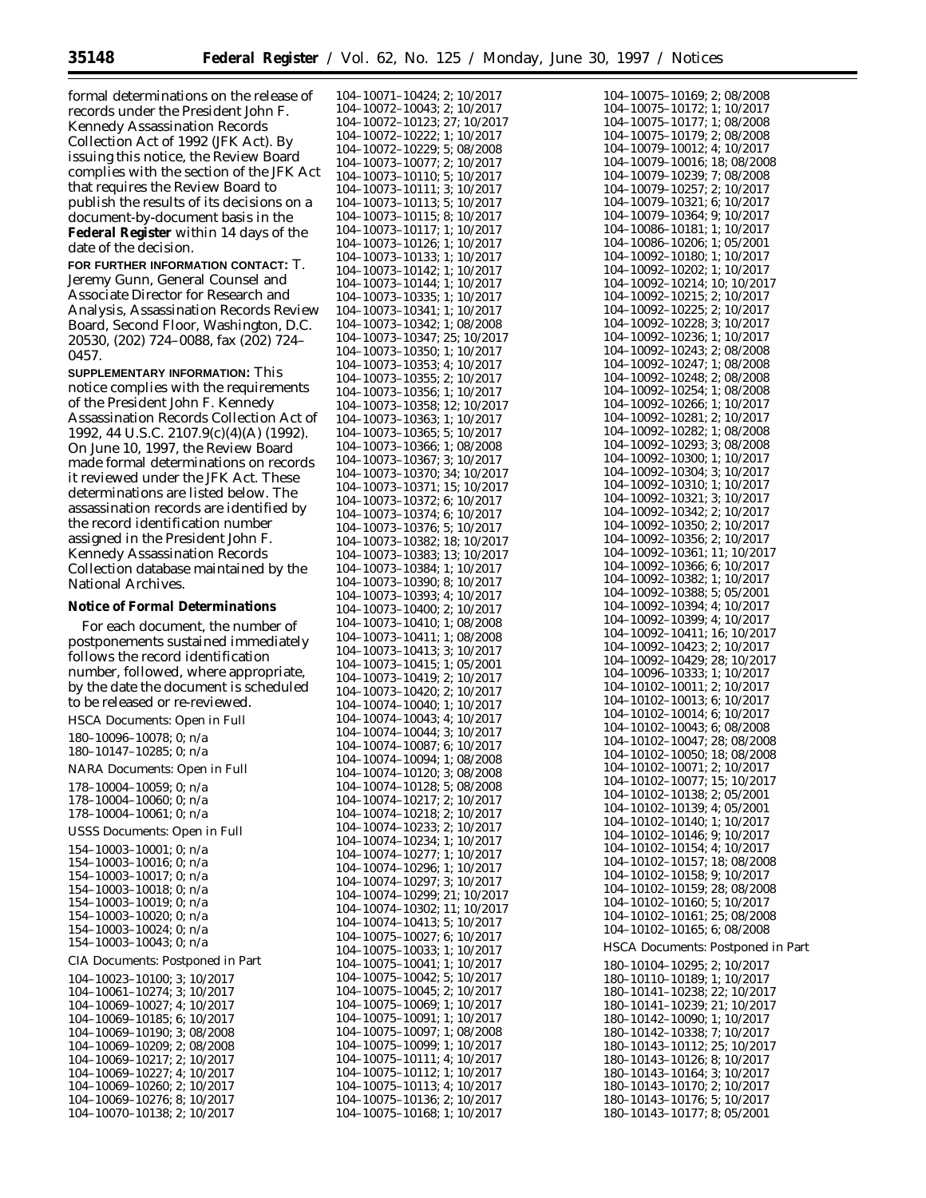formal determinations on the release of records under the President John F. Kennedy Assassination Records Collection Act of 1992 (JFK Act). By issuing this notice, the Review Board complies with the section of the JFK Act that requires the Review Board to publish the results of its decisions on a document-by-document basis in the **Federal Register** within 14 days of the date of the decision.

**FOR FURTHER INFORMATION CONTACT:** T. Jeremy Gunn, General Counsel and Associate Director for Research and Analysis, Assassination Records Review Board, Second Floor, Washington, D.C. 20530, (202) 724–0088, fax (202) 724–0457.

**SUPPLEMENTARY INFORMATION:** This notice complies with the requirements of the President John F. Kennedy Assassination Records Collection Act of 1992, 44 U.S.C. 2107.9(c)(4)(A) (1992). On June 10, 1997, the Review Board made formal determinations on records it reviewed under the JFK Act. These determinations are listed below. The assassination records are identified by the record identification number assigned in the President John F. Kennedy Assassination Records Collection database maintained by the National Archives.

## Notice of Formal Determinations

For each document, the number of postponements sustained immediately follows the record identification number, followed, where appropriate, by the date the document is scheduled to be released or re-reviewed.

HSCA Documents: Open in Full

180–10096–10078; 0; n/a
180–10147–10285; 0; n/a

NARA Documents: Open in Full

178–10004–10059; 0; n/a
178–10004–10060; 0; n/a
178–10004–10061; 0; n/a

USSS Documents: Open in Full

154–10003–10001; 0; n/a
154–10003–10016; 0; n/a
154–10003–10017; 0; n/a
154–10003–10018; 0; n/a
154–10003–10019; 0; n/a
154–10003–10020; 0; n/a
154–10003–10024; 0; n/a
154–10003–10043; 0; n/a

CIA Documents: Postponed in Part

104–10023–10100; 3; 10/2017
104–10061–10274; 3; 10/2017
104–10069–10027; 4; 10/2017
104–10069–10185; 6; 10/2017
104–10069–10190; 3; 08/2008
104–10069–10209; 2; 08/2008
104–10069–10217; 2; 10/2017
104–10069–10227; 4; 10/2017
104–10069–10260; 2; 10/2017
104–10069–10276; 8; 10/2017
104–10070–10138; 2; 10/2017
104–10071–10424; 2; 10/2017
104–10072–10043; 2; 10/2017
104–10072–10123; 27; 10/2017
104–10072–10222; 1; 10/2017
104–10072–10229; 5; 08/2008
104–10073–10077; 2; 10/2017
104–10073–10110; 5; 10/2017
104–10073–10111; 3; 10/2017
104–10073–10113; 5; 10/2017
104–10073–10115; 8; 10/2017
104–10073–10117; 1; 10/2017
104–10073–10126; 1; 10/2017
104–10073–10133; 1; 10/2017
104–10073–10142; 1; 10/2017
104–10073–10144; 1; 10/2017
104–10073–10335; 1; 10/2017
104–10073–10341; 1; 10/2017
104–10073–10342; 1; 08/2008
104–10073–10347; 25; 10/2017
104–10073–10350; 1; 10/2017
104–10073–10353; 4; 10/2017
104–10073–10355; 2; 10/2017
104–10073–10356; 1; 10/2017
104–10073–10358; 12; 10/2017
104–10073–10363; 1; 10/2017
104–10073–10365; 5; 10/2017
104–10073–10366; 1; 08/2008
104–10073–10367; 3; 10/2017
104–10073–10370; 34; 10/2017
104–10073–10371; 15; 10/2017
104–10073–10372; 6; 10/2017
104–10073–10374; 6; 10/2017
104–10073–10376; 5; 10/2017
104–10073–10382; 18; 10/2017
104–10073–10383; 13; 10/2017
104–10073–10384; 1; 10/2017
104–10073–10390; 8; 10/2017
104–10073–10393; 4; 10/2017
104–10073–10400; 2; 10/2017
104–10073–10410; 1; 08/2008
104–10073–10411; 1; 08/2008
104–10073–10413; 3; 10/2017
104–10073–10415; 1; 05/2001
104–10073–10419; 2; 10/2017
104–10073–10420; 2; 10/2017
104–10074–10040; 1; 10/2017
104–10074–10043; 4; 10/2017
104–10074–10044; 3; 10/2017
104–10074–10087; 6; 10/2017
104–10074–10094; 1; 08/2008
104–10074–10120; 3; 08/2008
104–10074–10128; 5; 08/2008
104–10074–10217; 2; 10/2017
104–10074–10218; 2; 10/2017
104–10074–10233; 2; 10/2017
104–10074–10234; 1; 10/2017
104–10074–10277; 1; 10/2017
104–10074–10296; 1; 10/2017
104–10074–10297; 3; 10/2017
104–10074–10299; 21; 10/2017
104–10074–10302; 11; 10/2017
104–10074–10413; 5; 10/2017
104–10075–10027; 6; 10/2017
104–10075–10033; 1; 10/2017
104–10075–10041; 1; 10/2017
104–10075–10042; 5; 10/2017
104–10075–10045; 2; 10/2017
104–10075–10069; 1; 10/2017
104–10075–10091; 1; 10/2017
104–10075–10097; 1; 08/2008
104–10075–10099; 1; 10/2017
104–10075–10111; 4; 10/2017
104–10075–10112; 1; 10/2017
104–10075–10113; 4; 10/2017
104–10075–10136; 2; 10/2017
104–10075–10168; 1; 10/2017
104–10075–10169; 2; 08/2008
104–10075–10172; 1; 10/2017
104–10075–10177; 1; 08/2008
104–10075–10179; 2; 08/2008
104–10079–10012; 4; 10/2017
104–10079–10016; 18; 08/2008
104–10079–10239; 7; 08/2008
104–10079–10257; 2; 10/2017
104–10079–10321; 6; 10/2017
104–10079–10364; 9; 10/2017
104–10086–10181; 1; 10/2017
104–10086–10206; 1; 05/2001
104–10092–10180; 1; 10/2017
104–10092–10202; 1; 10/2017
104–10092–10214; 10; 10/2017
104–10092–10215; 2; 10/2017
104–10092–10225; 2; 10/2017
104–10092–10228; 3; 10/2017
104–10092–10236; 1; 10/2017
104–10092–10243; 2; 08/2008
104–10092–10247; 1; 08/2008
104–10092–10248; 2; 08/2008
104–10092–10254; 1; 08/2008
104–10092–10266; 1; 10/2017
104–10092–10281; 2; 10/2017
104–10092–10282; 1; 08/2008
104–10092–10293; 3; 08/2008
104–10092–10300; 1; 10/2017
104–10092–10304; 3; 10/2017
104–10092–10310; 1; 10/2017
104–10092–10321; 3; 10/2017
104–10092–10342; 2; 10/2017
104–10092–10350; 2; 10/2017
104–10092–10356; 2; 10/2017
104–10092–10361; 11; 10/2017
104–10092–10366; 6; 10/2017
104–10092–10382; 1; 10/2017
104–10092–10388; 5; 05/2001
104–10092–10394; 4; 10/2017
104–10092–10399; 4; 10/2017
104–10092–10411; 16; 10/2017
104–10092–10423; 2; 10/2017
104–10092–10429; 28; 10/2017
104–10096–10333; 1; 10/2017
104–10102–10011; 2; 10/2017
104–10102–10013; 6; 10/2017
104–10102–10014; 6; 10/2017
104–10102–10043; 6; 08/2008
104–10102–10047; 28; 08/2008
104–10102–10050; 18; 08/2008
104–10102–10071; 2; 10/2017
104–10102–10077; 15; 10/2017
104–10102–10138; 2; 05/2001
104–10102–10139; 4; 05/2001
104–10102–10140; 1; 10/2017
104–10102–10146; 9; 10/2017
104–10102–10154; 4; 10/2017
104–10102–10157; 18; 08/2008
104–10102–10158; 9; 10/2017
104–10102–10159; 28; 08/2008
104–10102–10160; 5; 10/2017
104–10102–10161; 25; 08/2008
104–10102–10165; 6; 08/2008

HSCA Documents: Postponed in Part

180–10104–10295; 2; 10/2017
180–10110–10189; 1; 10/2017
180–10141–10238; 22; 10/2017
180–10141–10239; 21; 10/2017
180–10142–10090; 1; 10/2017
180–10142–10338; 7; 10/2017
180–10143–10112; 25; 10/2017
180–10143–10126; 8; 10/2017
180–10143–10164; 3; 10/2017
180–10143–10170; 2; 10/2017
180–10143–10176; 5; 10/2017
180–10143–10177; 8; 05/2001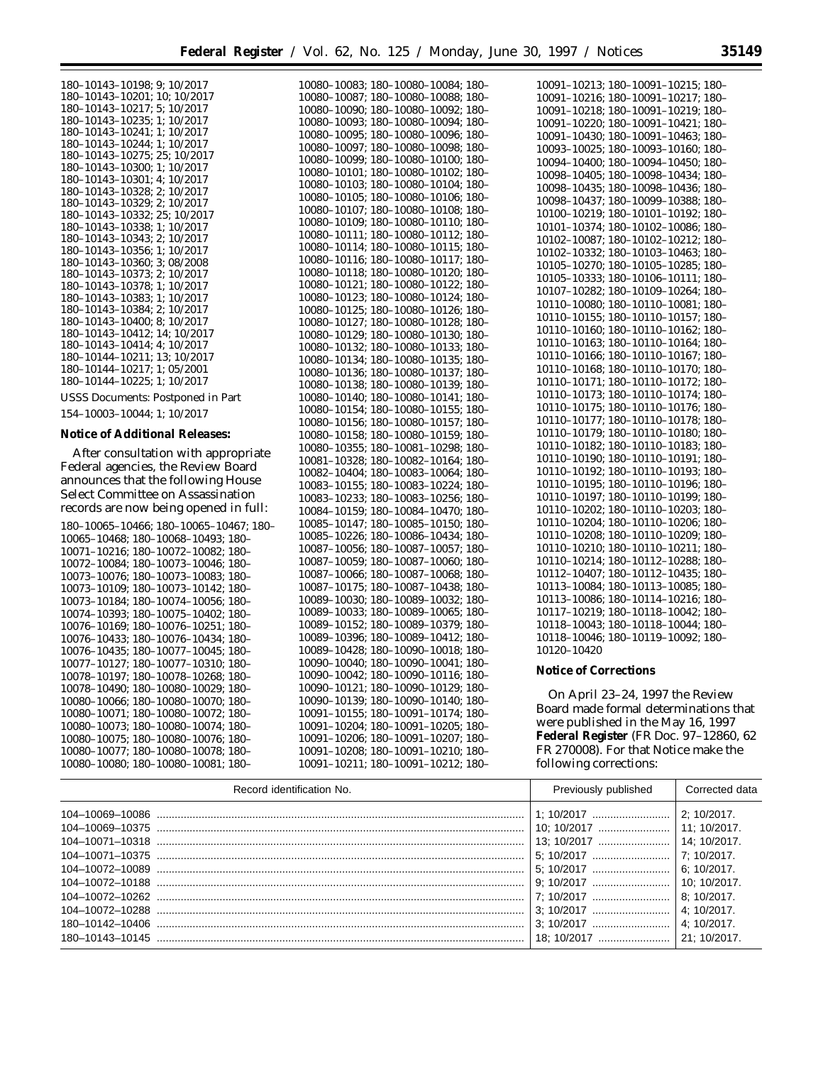180–10143–10198; 9; 10/2017
180–10143–10201; 10; 10/2017
180–10143–10217; 5; 10/2017
180–10143–10235; 1; 10/2017
180–10143–10241; 1; 10/2017
180–10143–10244; 1; 10/2017
180–10143–10275; 25; 10/2017
180–10143–10300; 1; 10/2017
180–10143–10301; 4; 10/2017
180–10143–10328; 2; 10/2017
180–10143–10329; 2; 10/2017
180–10143–10332; 25; 10/2017
180–10143–10338; 1; 10/2017
180–10143–10343; 2; 10/2017
180–10143–10356; 1; 10/2017
180–10143–10360; 3; 08/2008
180–10143–10373; 2; 10/2017
180–10143–10378; 1; 10/2017
180–10143–10383; 1; 10/2017
180–10143–10384; 2; 10/2017
180–10143–10400; 8; 10/2017
180–10143–10412; 14; 10/2017
180–10143–10414; 4; 10/2017
180–10144–10211; 13; 10/2017
180–10144–10217; 1; 05/2001
180–10144–10225; 1; 10/2017

USSS Documents: Postponed in Part

154–10003–10044; 1; 10/2017

**Notice of Additional Releases:**

After consultation with appropriate Federal agencies, the Review Board announces that the following House Select Committee on Assassination records are now being opened in full:

180–10065–10466; 180–10065–10467; 180–10065–10468; 180–10068–10493; 180–10071–10216; 180–10072–10082; 180–10072–10084; 180–10073–10046; 180–10073–10076; 180–10073–10083; 180–10073–10109; 180–10073–10142; 180–10073–10184; 180–10074–10056; 180–10074–10393; 180–10075–10402; 180–10076–10169; 180–10076–10251; 180–10076–10433; 180–10076–10434; 180–10076–10435; 180–10077–10045; 180–10077–10127; 180–10077–10310; 180–10078–10197; 180–10078–10268; 180–10078–10490; 180–10080–10029; 180–10080–10066; 180–10080–10070; 180–10080–10071; 180–10080–10072; 180–10080–10073; 180–10080–10074; 180–10080–10075; 180–10080–10076; 180–10080–10077; 180–10080–10078; 180–10080–10080; 180–10080–10081; 180–10080–10083; 180–10080–10084; 180–10080–10087; 180–10080–10088; 180–10080–10090; 180–10080–10092; 180–10080–10093; 180–10080–10094; 180–10080–10095; 180–10080–10096; 180–10080–10097; 180–10080–10098; 180–10080–10099; 180–10080–10100; 180–10080–10101; 180–10080–10102; 180–10080–10103; 180–10080–10104; 180–10080–10105; 180–10080–10106; 180–10080–10107; 180–10080–10108; 180–10080–10109; 180–10080–10110; 180–10080–10111; 180–10080–10112; 180–10080–10114; 180–10080–10115; 180–10080–10116; 180–10080–10117; 180–10080–10118; 180–10080–10120; 180–10080–10121; 180–10080–10122; 180–10080–10123; 180–10080–10124; 180–10080–10125; 180–10080–10126; 180–10080–10127; 180–10080–10128; 180–10080–10129; 180–10080–10130; 180–10080–10132; 180–10080–10133; 180–10080–10134; 180–10080–10135; 180–10080–10136; 180–10080–10137; 180–10080–10138; 180–10080–10139; 180–10080–10140; 180–10080–10141; 180–10080–10154; 180–10080–10155; 180–10080–10156; 180–10080–10157; 180–10080–10158; 180–10080–10159; 180–10080–10355; 180–10081–10298; 180–10081–10328; 180–10082–10164; 180–10082–10404; 180–10083–10064; 180–10083–10155; 180–10083–10224; 180–10083–10233; 180–10083–10256; 180–10084–10159; 180–10084–10470; 180–10085–10147; 180–10085–10150; 180–10085–10226; 180–10086–10434; 180–10087–10056; 180–10087–10057; 180–10087–10059; 180–10087–10060; 180–10087–10066; 180–10087–10068; 180–10087–10175; 180–10087–10438; 180–10089–10030; 180–10089–10032; 180–10089–10033; 180–10089–10065; 180–10089–10152; 180–10089–10379; 180–10089–10396; 180–10089–10412; 180–10089–10428; 180–10090–10018; 180–10090–10040; 180–10090–10041; 180–10090–10042; 180–10090–10116; 180–10090–10121; 180–10090–10129; 180–10090–10139; 180–10090–10140; 180–10091–10155; 180–10091–10174; 180–10091–10204; 180–10091–10205; 180–10091–10206; 180–10091–10207; 180–10091–10208; 180–10091–10210; 180–10091–10211; 180–10091–10212; 180–10091–10213; 180–10091–10215; 180–10091–10216; 180–10091–10217; 180–10091–10218; 180–10091–10219; 180–10091–10220; 180–10091–10421; 180–10091–10430; 180–10091–10463; 180–10093–10025; 180–10093–10160; 180–10094–10400; 180–10094–10450; 180–10098–10405; 180–10098–10434; 180–10098–10435; 180–10098–10436; 180–10098–10437; 180–10099–10388; 180–10100–10219; 180–10101–10192; 180–10101–10374; 180–10102–10086; 180–10102–10087; 180–10102–10212; 180–10102–10332; 180–10103–10463; 180–10105–10270; 180–10105–10285; 180–10105–10333; 180–10106–10111; 180–10107–10282; 180–10109–10264; 180–10110–10080; 180–10110–10081; 180–10110–10155; 180–10110–10157; 180–10110–10160; 180–10110–10162; 180–10110–10163; 180–10110–10164; 180–10110–10166; 180–10110–10167; 180–10110–10168; 180–10110–10170; 180–10110–10171; 180–10110–10172; 180–10110–10173; 180–10110–10174; 180–10110–10175; 180–10110–10176; 180–10110–10177; 180–10110–10178; 180–10110–10179; 180–10110–10180; 180–10110–10182; 180–10110–10183; 180–10110–10190; 180–10110–10191; 180–10110–10192; 180–10110–10193; 180–10110–10195; 180–10110–10196; 180–10110–10197; 180–10110–10199; 180–10110–10202; 180–10110–10203; 180–10110–10204; 180–10110–10206; 180–10110–10208; 180–10110–10209; 180–10110–10210; 180–10110–10211; 180–10110–10214; 180–10112–10288; 180–10112–10407; 180–10112–10435; 180–10113–10084; 180–10113–10085; 180–10113–10086; 180–10114–10216; 180–10117–10219; 180–10118–10042; 180–10118–10043; 180–10118–10044; 180–10118–10046; 180–10119–10092; 180–10120–10420

**Notice of Corrections**

On April 23–24, 1997 the Review Board made formal determinations that were published in the May 16, 1997 **Federal Register** (FR Doc. 97–12860, 62 FR 270008). For that Notice make the following corrections:

| Record identification No. | Previously published | Corrected data |
|---|---|---|
| 104–10069–10086 | 1; 10/2017 | 2; 10/2017. |
| 104–10069–10375 | 10; 10/2017 | 11; 10/2017. |
| 104–10071–10318 | 13; 10/2017 | 14; 10/2017. |
| 104–10071–10375 | 5; 10/2017 | 7; 10/2017. |
| 104–10072–10089 | 5; 10/2017 | 6; 10/2017. |
| 104–10072–10188 | 9; 10/2017 | 10; 10/2017. |
| 104–10072–10262 | 7; 10/2017 | 8; 10/2017. |
| 104–10072–10288 | 3; 10/2017 | 4; 10/2017. |
| 180–10142–10406 | 3; 10/2017 | 4; 10/2017. |
| 180–10143–10145 | 18; 10/2017 | 21; 10/2017. |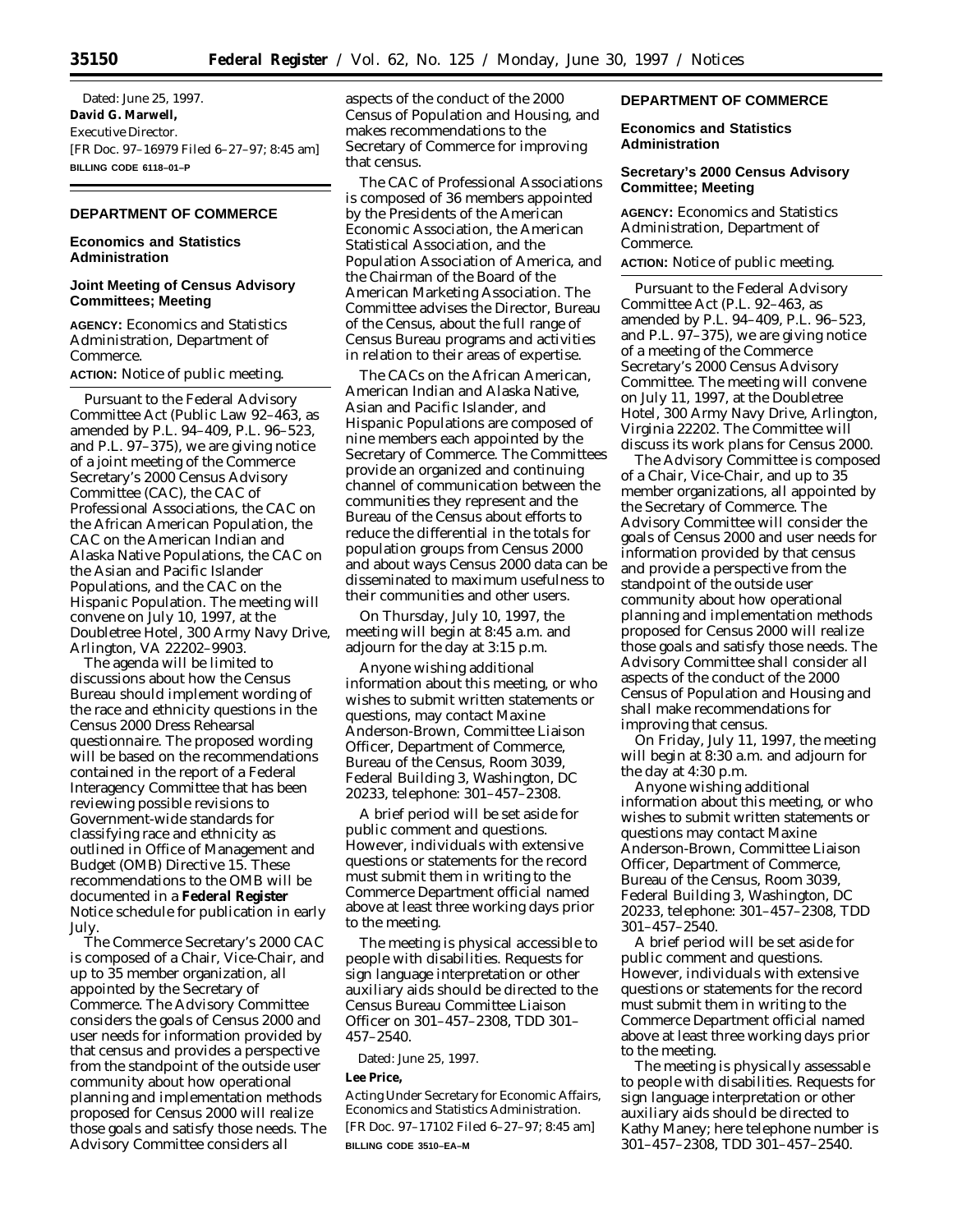Dated: June 25, 1997.

**David G. Marwell,**

*Executive Director.*

[FR Doc. 97–16979 Filed 6–27–97; 8:45 am]

**BILLING CODE 6118–01–P**

---

## DEPARTMENT OF COMMERCE

### Economics and Statistics Administration

### Joint Meeting of Census Advisory Committees; Meeting

**AGENCY:** Economics and Statistics Administration, Department of Commerce.

**ACTION:** Notice of public meeting.

---

Pursuant to the Federal Advisory Committee Act (Public Law 92–463, as amended by P.L. 94–409, P.L. 96–523, and P.L. 97–375), we are giving notice of a joint meeting of the Commerce Secretary's 2000 Census Advisory Committee (CAC), the CAC of Professional Associations, the CAC on the African American Population, the CAC on the American Indian and Alaska Native Populations, the CAC on the Asian and Pacific Islander Populations, and the CAC on the Hispanic Population. The meeting will convene on July 10, 1997, at the Doubletree Hotel, 300 Army Navy Drive, Arlington, VA 22202–9903.

The agenda will be limited to discussions about how the Census Bureau should implement wording of the race and ethnicity questions in the Census 2000 Dress Rehearsal questionnaire. The proposed wording will be based on the recommendations contained in the report of a Federal Interagency Committee that has been reviewing possible revisions to Government-wide standards for classifying race and ethnicity as outlined in Office of Management and Budget (OMB) Directive 15. These recommendations to the OMB will be documented in a **Federal Register** Notice schedule for publication in early July.

The Commerce Secretary's 2000 CAC is composed of a Chair, Vice-Chair, and up to 35 member organization, all appointed by the Secretary of Commerce. The Advisory Committee considers the goals of Census 2000 and user needs for information provided by that census and provides a perspective from the standpoint of the outside user community about how operational planning and implementation methods proposed for Census 2000 will realize those goals and satisfy those needs. The Advisory Committee considers all aspects of the conduct of the 2000 Census of Population and Housing, and makes recommendations to the Secretary of Commerce for improving that census.

The CAC of Professional Associations is composed of 36 members appointed by the Presidents of the American Economic Association, the American Statistical Association, and the Population Association of America, and the Chairman of the Board of the American Marketing Association. The Committee advises the Director, Bureau of the Census, about the full range of Census Bureau programs and activities in relation to their areas of expertise.

The CACs on the African American, American Indian and Alaska Native, Asian and Pacific Islander, and Hispanic Populations are composed of nine members each appointed by the Secretary of Commerce. The Committees provide an organized and continuing channel of communication between the communities they represent and the Bureau of the Census about efforts to reduce the differential in the totals for population groups from Census 2000 and about ways Census 2000 data can be disseminated to maximum usefulness to their communities and other users.

On Thursday, July 10, 1997, the meeting will begin at 8:45 a.m. and adjourn for the day at 3:15 p.m.

Anyone wishing additional information about this meeting, or who wishes to submit written statements or questions, may contact Maxine Anderson-Brown, Committee Liaison Officer, Department of Commerce, Bureau of the Census, Room 3039, Federal Building 3, Washington, DC 20233, telephone: 301–457–2308.

A brief period will be set aside for public comment and questions. However, individuals with extensive questions or statements for the record must submit them in writing to the Commerce Department official named above at least three working days prior to the meeting.

The meeting is physical accessible to people with disabilities. Requests for sign language interpretation or other auxiliary aids should be directed to the Census Bureau Committee Liaison Officer on 301–457–2308, TDD 301–457–2540.

Dated: June 25, 1997.

**Lee Price,**

*Acting Under Secretary for Economic Affairs, Economics and Statistics Administration.*

[FR Doc. 97–17102 Filed 6–27–97; 8:45 am]

**BILLING CODE 3510–EA–M**

---

## DEPARTMENT OF COMMERCE

### Economics and Statistics Administration

### Secretary's 2000 Census Advisory Committee; Meeting

**AGENCY:** Economics and Statistics Administration, Department of Commerce.

**ACTION:** Notice of public meeting.

---

Pursuant to the Federal Advisory Committee Act (P.L. 92–463, as amended by P.L. 94–409, P.L. 96–523, and P.L. 97–375), we are giving notice of a meeting of the Commerce Secretary's 2000 Census Advisory Committee. The meeting will convene on July 11, 1997, at the Doubletree Hotel, 300 Army Navy Drive, Arlington, Virginia 22202. The Committee will discuss its work plans for Census 2000.

The Advisory Committee is composed of a Chair, Vice-Chair, and up to 35 member organizations, all appointed by the Secretary of Commerce. The Advisory Committee will consider the goals of Census 2000 and user needs for information provided by that census and provide a perspective from the standpoint of the outside user community about how operational planning and implementation methods proposed for Census 2000 will realize those goals and satisfy those needs. The Advisory Committee shall consider all aspects of the conduct of the 2000 Census of Population and Housing and shall make recommendations for improving that census.

On Friday, July 11, 1997, the meeting will begin at 8:30 a.m. and adjourn for the day at 4:30 p.m.

Anyone wishing additional information about this meeting, or who wishes to submit written statements or questions may contact Maxine Anderson-Brown, Committee Liaison Officer, Department of Commerce, Bureau of the Census, Room 3039, Federal Building 3, Washington, DC 20233, telephone: 301–457–2308, TDD 301–457–2540.

A brief period will be set aside for public comment and questions. However, individuals with extensive questions or statements for the record must submit them in writing to the Commerce Department official named above at least three working days prior to the meeting.

The meeting is physically assessable to people with disabilities. Requests for sign language interpretation or other auxiliary aids should be directed to Kathy Maney; here telephone number is 301–457–2308, TDD 301–457–2540.